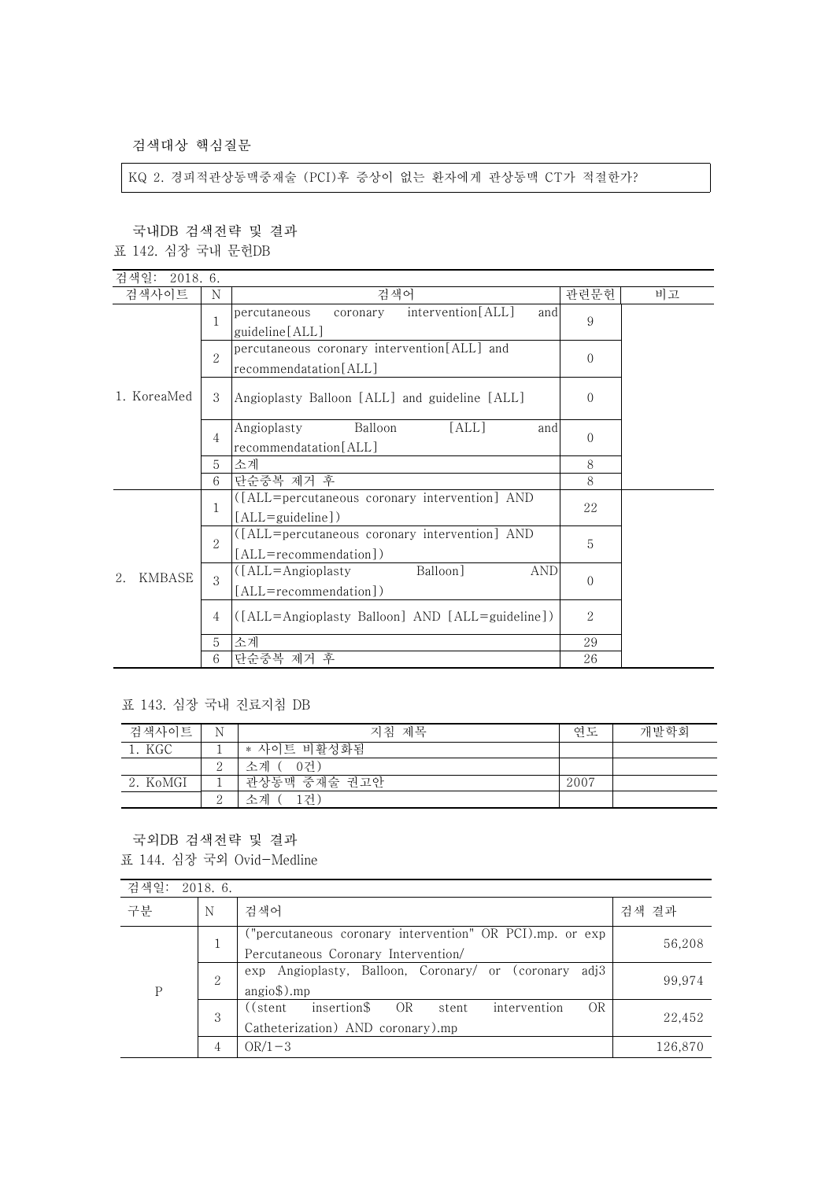### 검색대상 핵심질문

KQ 2. 경피적관상동맥중재술 (PCI)후 증상이 없는 환자에게 관상동맥 CT가 적절한가?

### 국내DB 검색전략 및 결과

표 142. 심장 국내 문헌DB

| 검색일: 2018. 6. | | | | |
|---|---|---|---|---|
| 검색사이트 | N | 검색어 | 관련문헌 | 비고 |
| 1. KoreaMed | 1 | percutaneous coronary intervention[ALL] and guideline[ALL] | 9 | |
| | 2 | percutaneous coronary intervention[ALL] and recommendatation[ALL] | 0 | |
| | 3 | Angioplasty Balloon [ALL] and guideline [ALL] | 0 | |
| | 4 | Angioplasty Balloon [ALL] and recommendatation[ALL] | 0 | |
| | 5 | 소계 | 8 | |
| | 6 | 단순중복 제거 후 | 8 | |
| 2. KMBASE | 1 | ([ALL=percutaneous coronary intervention] AND [ALL=guideline]) | 22 | |
| | 2 | ([ALL=percutaneous coronary intervention] AND [ALL=recommendation]) | 5 | |
| | 3 | ([ALL=Angioplasty Balloon] AND [ALL=recommendation]) | 0 | |
| | 4 | ([ALL=Angioplasty Balloon] AND [ALL=guideline]) | 2 | |
| | 5 | 소계 | 29 | |
| | 6 | 단순중복 제거 후 | 26 | |

표 143. 심장 국내 진료지침 DB

| 검색사이트 | N | 지침 제목 | 연도 | 개발학회 |
|---|---|---|---|---|
| 1. KGC | 1 | * 사이트 비활성화됨 | | |
| | 2 | 소계 ( 0건) | | |
| 2. KoMGI | 1 | 관상동맥 중재술 권고안 | 2007 | |
| | 2 | 소계 ( 1건) | | |

### 국외DB 검색전략 및 결과

표 144. 심장 국외 Ovid-Medline

| 검색일: 2018. 6. | | | |
|---|---|---|---|
| 구분 | N | 검색어 | 검색 결과 |
| P | 1 | ("percutaneous coronary intervention" OR PCI).mp. or exp Percutaneous Coronary Intervention/ | 56,208 |
| | 2 | exp Angioplasty, Balloon, Coronary/ or (coronary adj3 angio$).mp | 99,974 |
| | 3 | ((stent insertion$ OR stent intervention OR Catheterization) AND coronary).mp | 22,452 |
| | 4 | OR/1-3 | 126,870 |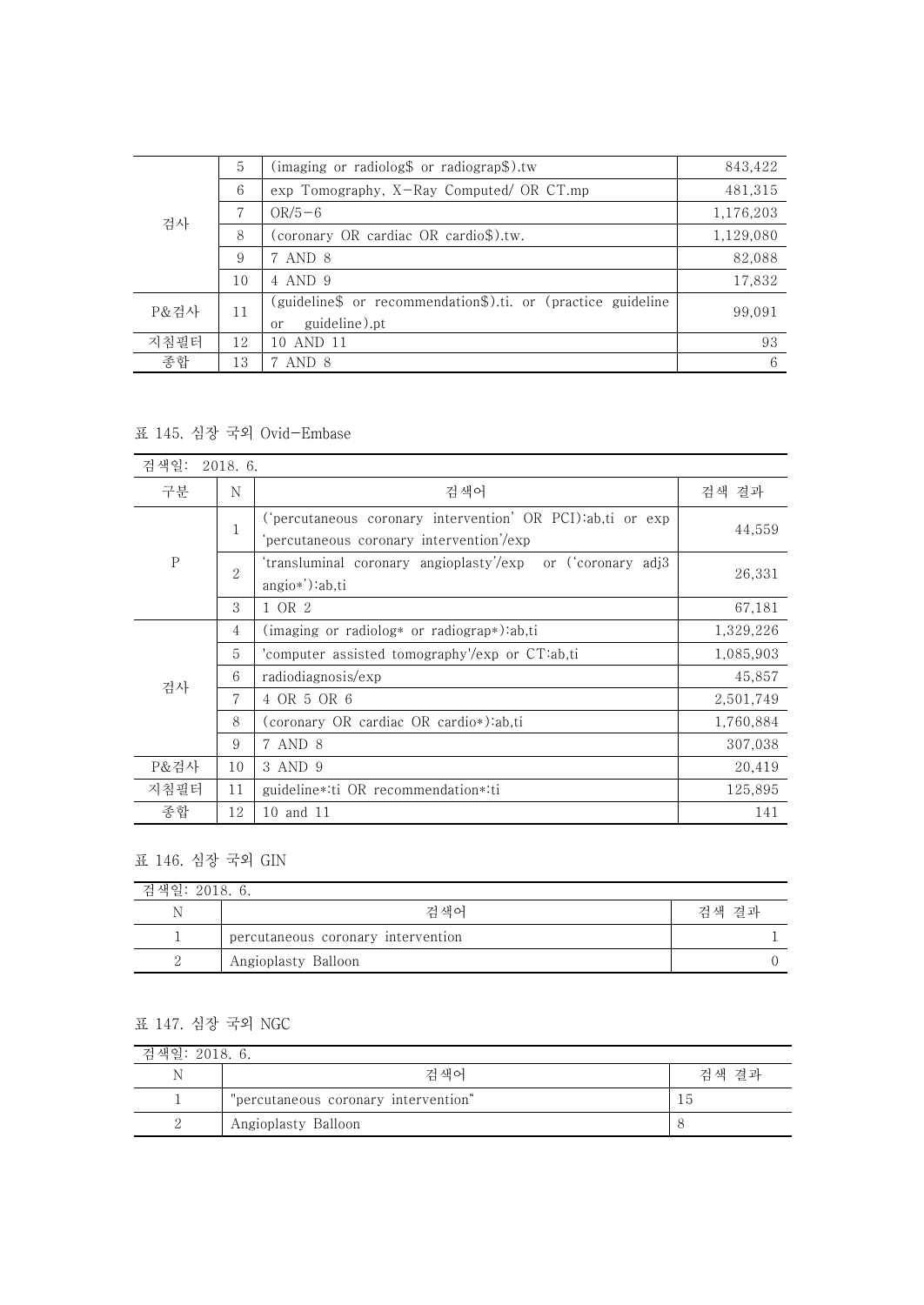| | | | |
|---|---|---|---|
| 검사 | 5 | (imaging or radiolog$ or radiograp$).tw | 843,422 |
| | 6 | exp Tomography, X-Ray Computed/ OR CT.mp | 481,315 |
| | 7 | OR/5-6 | 1,176,203 |
| | 8 | (coronary OR cardiac OR cardio$).tw. | 1,129,080 |
| | 9 | 7 AND 8 | 82,088 |
| | 10 | 4 AND 9 | 17,832 |
| P&검사 | 11 | (guideline$ or recommendation$).ti. or (practice guideline or guideline).pt | 99,091 |
| 지침필터 | 12 | 10 AND 11 | 93 |
| 종합 | 13 | 7 AND 8 | 6 |

표 145. 심장 국외 Ovid-Embase

| 검색일: 2018. 6. | | | |
|---|---|---|---|
| 구분 | N | 검색어 | 검색 결과 |
| P | 1 | ('percutaneous coronary intervention' OR PCI):ab,ti or exp 'percutaneous coronary intervention'/exp | 44,559 |
| | 2 | 'transluminal coronary angioplasty'/exp or ('coronary adj3 angio*'):ab,ti | 26,331 |
| | 3 | 1 OR 2 | 67,181 |
| 검사 | 4 | (imaging or radiolog* or radiograp*):ab,ti | 1,329,226 |
| | 5 | 'computer assisted tomography'/exp or CT:ab,ti | 1,085,903 |
| | 6 | radiodiagnosis/exp | 45,857 |
| | 7 | 4 OR 5 OR 6 | 2,501,749 |
| | 8 | (coronary OR cardiac OR cardio*):ab,ti | 1,760,884 |
| | 9 | 7 AND 8 | 307,038 |
| P&검사 | 10 | 3 AND 9 | 20,419 |
| 지침필터 | 11 | guideline*:ti OR recommendation*:ti | 125,895 |
| 종합 | 12 | 10 and 11 | 141 |

표 146. 심장 국외 GIN

| 검색일: 2018. 6. | | |
|---|---|---|
| N | 검색어 | 검색 결과 |
| 1 | percutaneous coronary intervention | 1 |
| 2 | Angioplasty Balloon | 0 |

표 147. 심장 국외 NGC

| 검색일: 2018. 6. | | |
|---|---|---|
| N | 검색어 | 검색 결과 |
| 1 | "percutaneous coronary intervention“ | 15 |
| 2 | Angioplasty Balloon | 8 |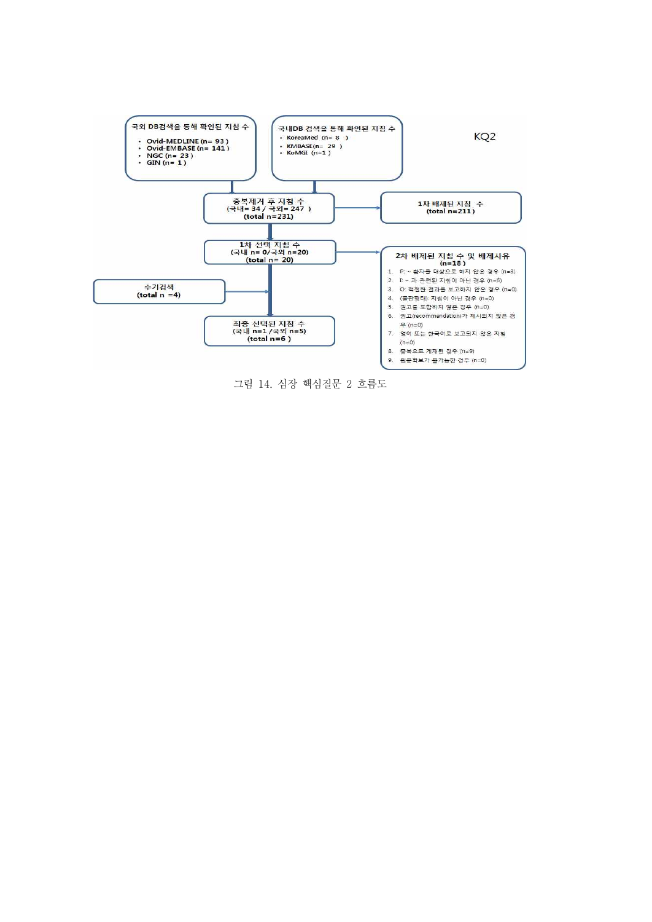국외 DB검색을 통해 확인된 지침 수

- Ovid-MEDLINE (n= 93 )
- Ovid-EMBASE (n= 141 )
- NGC (n= 23 )
- GIN (n= 1 )

국내DB 검색을 통해 확인된 지침 수

- KoreaMed (n= 8 )
- KMBASE(n= 29 )
- KoMGI (n=1 )

KQ2

중복제거 후 지침 수
(국내= 34 / 국외= 247 )
(total n=231)

1차 배제된 지침 수
(total n=211 )

1차 선택 지침 수
(국내 n= 0/국외 n=20)
(total n= 20)

2차 배제된 지침 수 및 배제사유
(n=18 )

1. P: ~ 환자를 대상으로 하지 않은 경우 (n=3)
2. I: ~ 과 관련된 지침이 아닌 경우 (n=6)
3. O: 적절한 결과를 보고하지 않은 경우 (n=0)
4. (출판형태): 지침이 아닌 경우 (n=0)
5. 권고를 포함하지 않은 경우 (n=0)
6. 권고(recommendation)가 제시되지 않은 경우 (n=0)
7. 영어 또는 한국어로 보고되지 않은 지침 (n=0)
8. 중복으로 게재된 경우 (n=9)
9. 원문확보가 불가능한 경우 (n=0)

수기검색
(total n =4)

최종 선택된 지침 수
(국내 n=1 /국외 n=5)
(total n=6 )

그림 14. 심장 핵심질문 2 흐름도